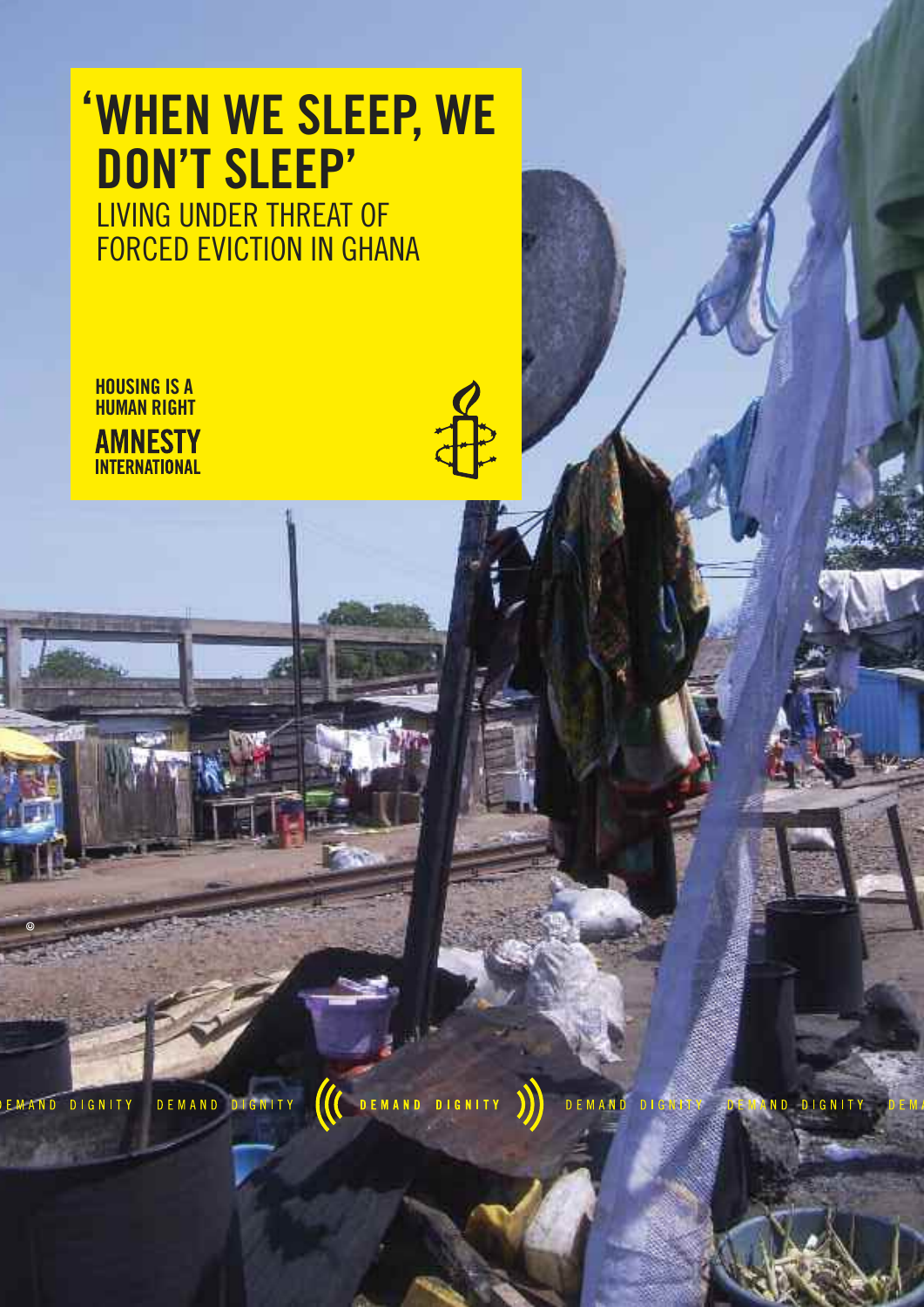# 'WHEN WE SLEEP, WE DON'T SLEEP'

## LIVING UNDER THREAT OF FORCED EVICTION IN GHANA

**HOUSING IS A HUMAN RIGHT**

**AMNESTY INTERNATIONAL**

DEMAND DIGNITY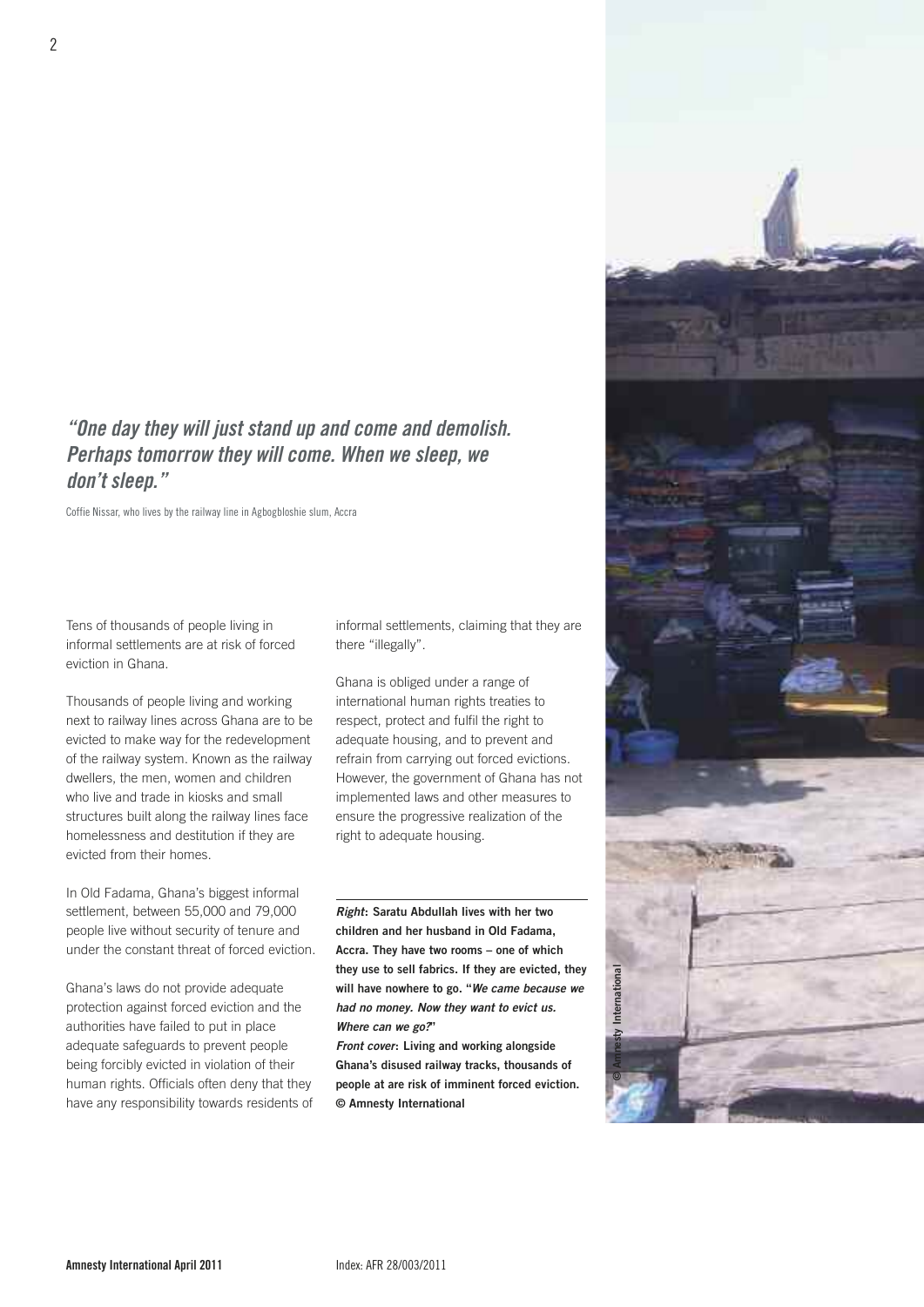*"One day they will just stand up and come and demolish. Perhaps tomorrow they will come. When we sleep, we don't sleep."*

Coffie Nissar, who lives by the railway line in Agbogbloshie slum, Accra

Tens of thousands of people living in informal settlements are at risk of forced eviction in Ghana.

Thousands of people living and working next to railway lines across Ghana are to be evicted to make way for the redevelopment of the railway system. Known as the railway dwellers, the men, women and children who live and trade in kiosks and small structures built along the railway lines face homelessness and destitution if they are evicted from their homes.

In Old Fadama, Ghana's biggest informal settlement, between 55,000 and 79,000 people live without security of tenure and under the constant threat of forced eviction.

Ghana's laws do not provide adequate protection against forced eviction and the authorities have failed to put in place adequate safeguards to prevent people being forcibly evicted in violation of their human rights. Officials often deny that they have any responsibility towards residents of informal settlements, claiming that they are there "illegally".

Ghana is obliged under a range of international human rights treaties to respect, protect and fulfil the right to adequate housing, and to prevent and refrain from carrying out forced evictions. However, the government of Ghana has not implemented laws and other measures to ensure the progressive realization of the right to adequate housing.

***Right*: Saratu Abdullah lives with her two children and her husband in Old Fadama, Accra. They have two rooms – one of which they use to sell fabrics. If they are evicted, they will have nowhere to go. "*We came because we had no money. Now they want to evict us. Where can we go?*"**

***Front cover*: Living and working alongside Ghana's disused railway tracks, thousands of people at are risk of imminent forced eviction. © Amnesty International**

© Amnesty International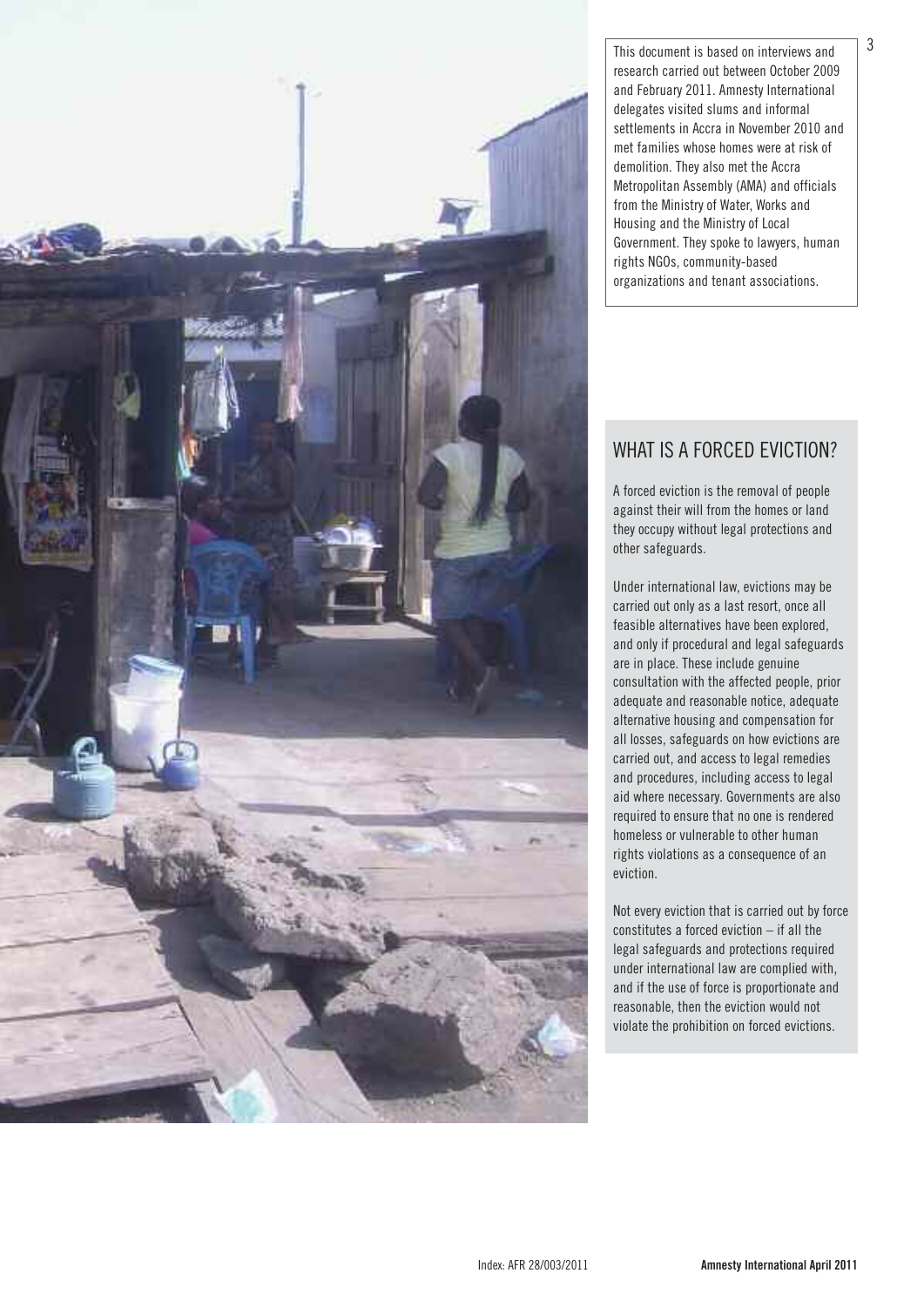This document is based on interviews and research carried out between October 2009 and February 2011. Amnesty International delegates visited slums and informal settlements in Accra in November 2010 and met families whose homes were at risk of demolition. They also met the Accra Metropolitan Assembly (AMA) and officials from the Ministry of Water, Works and Housing and the Ministry of Local Government. They spoke to lawyers, human rights NGOs, community-based organizations and tenant associations.

## WHAT IS A FORCED EVICTION?

A forced eviction is the removal of people against their will from the homes or land they occupy without legal protections and other safeguards.

Under international law, evictions may be carried out only as a last resort, once all feasible alternatives have been explored, and only if procedural and legal safeguards are in place. These include genuine consultation with the affected people, prior adequate and reasonable notice, adequate alternative housing and compensation for all losses, safeguards on how evictions are carried out, and access to legal remedies and procedures, including access to legal aid where necessary. Governments are also required to ensure that no one is rendered homeless or vulnerable to other human rights violations as a consequence of an eviction.

Not every eviction that is carried out by force constitutes a forced eviction – if all the legal safeguards and protections required under international law are complied with, and if the use of force is proportionate and reasonable, then the eviction would not violate the prohibition on forced evictions.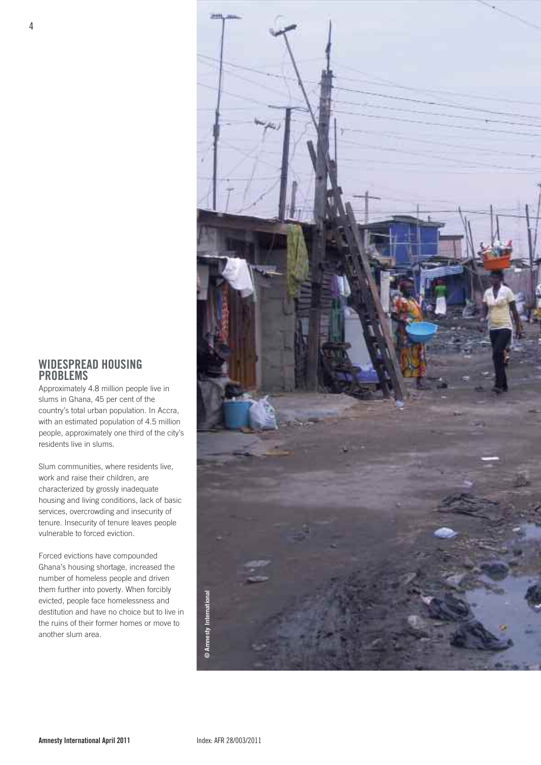## WIDESPREAD HOUSING PROBLEMS

Approximately 4.8 million people live in slums in Ghana, 45 per cent of the country's total urban population. In Accra, with an estimated population of 4.5 million people, approximately one third of the city's residents live in slums.

Slum communities, where residents live, work and raise their children, are characterized by grossly inadequate housing and living conditions, lack of basic services, overcrowding and insecurity of tenure. Insecurity of tenure leaves people vulnerable to forced eviction.

Forced evictions have compounded Ghana's housing shortage, increased the number of homeless people and driven them further into poverty. When forcibly evicted, people face homelessness and destitution and have no choice but to live in the ruins of their former homes or move to another slum area.

© Amnesty International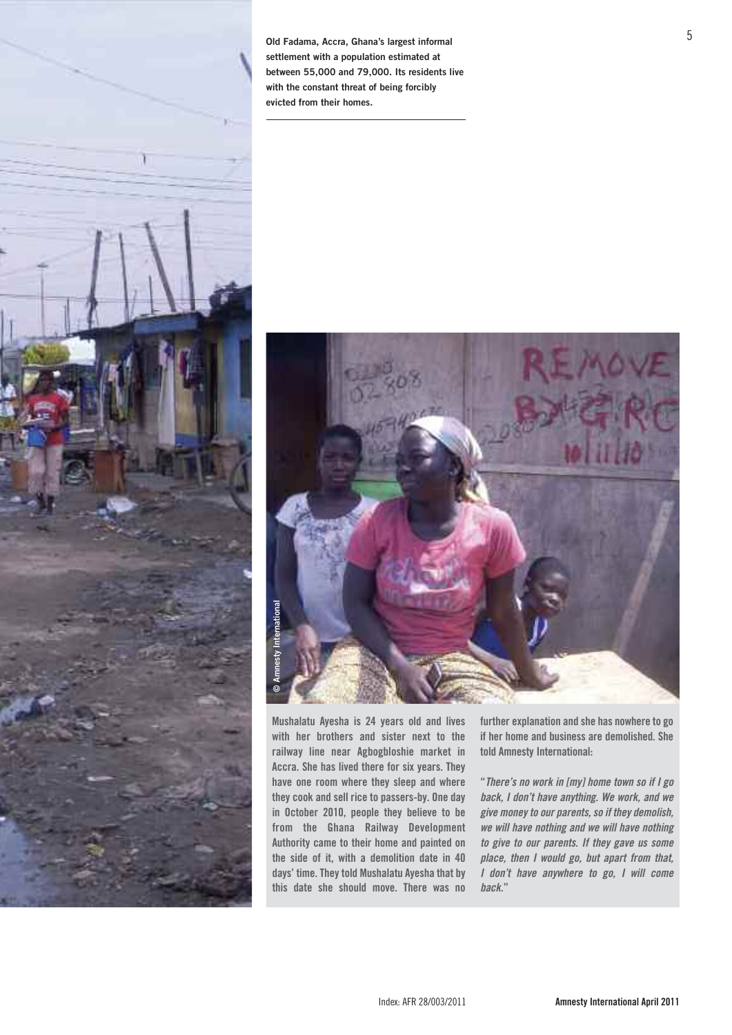**Old Fadama, Accra, Ghana's largest informal settlement with a population estimated at between 55,000 and 79,000. Its residents live with the constant threat of being forcibly evicted from their homes.**

© Amnesty International

Mushalatu Ayesha is 24 years old and lives with her brothers and sister next to the railway line near Agbogbloshie market in Accra. She has lived there for six years. They have one room where they sleep and where they cook and sell rice to passers-by. One day in October 2010, people they believe to be from the Ghana Railway Development Authority came to their home and painted on the side of it, with a demolition date in 40 days' time. They told Mushalatu Ayesha that by this date she should move. There was no further explanation and she has nowhere to go if her home and business are demolished. She told Amnesty International:

"*There's no work in [my] home town so if I go back, I don't have anything. We work, and we give money to our parents, so if they demolish, we will have nothing and we will have nothing to give to our parents. If they gave us some place, then I would go, but apart from that, I don't have anywhere to go, I will come back.*"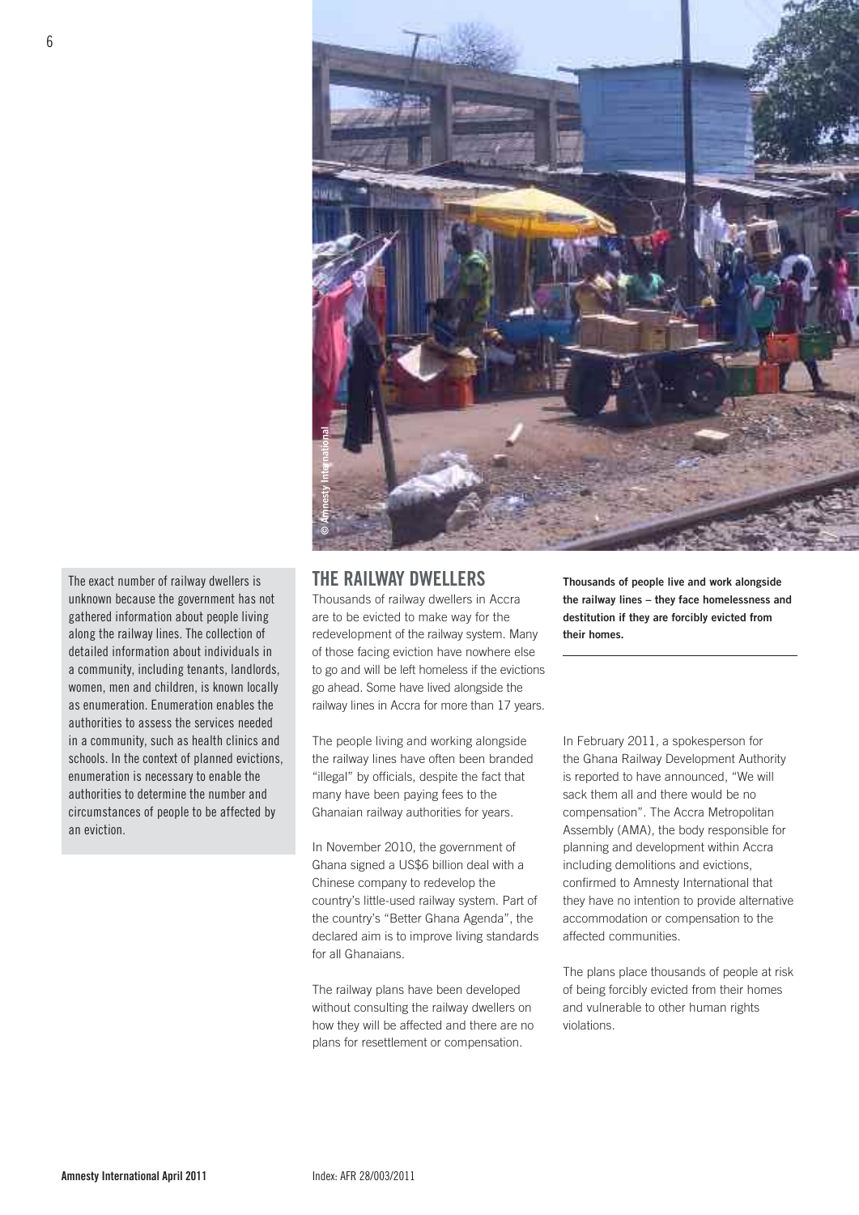The exact number of railway dwellers is unknown because the government has not gathered information about people living along the railway lines. The collection of detailed information about individuals in a community, including tenants, landlords, women, men and children, is known locally as enumeration. Enumeration enables the authorities to assess the services needed in a community, such as health clinics and schools. In the context of planned evictions, enumeration is necessary to enable the authorities to determine the number and circumstances of people to be affected by an eviction.

## THE RAILWAY DWELLERS

Thousands of railway dwellers in Accra are to be evicted to make way for the redevelopment of the railway system. Many of those facing eviction have nowhere else to go and will be left homeless if the evictions go ahead. Some have lived alongside the railway lines in Accra for more than 17 years.

The people living and working alongside the railway lines have often been branded "illegal" by officials, despite the fact that many have been paying fees to the Ghanaian railway authorities for years.

In November 2010, the government of Ghana signed a US$6 billion deal with a Chinese company to redevelop the country's little-used railway system. Part of the country's "Better Ghana Agenda", the declared aim is to improve living standards for all Ghanaians.

The railway plans have been developed without consulting the railway dwellers on how they will be affected and there are no plans for resettlement or compensation.

**Thousands of people live and work alongside the railway lines – they face homelessness and destitution if they are forcibly evicted from their homes.**

In February 2011, a spokesperson for the Ghana Railway Development Authority is reported to have announced, "We will sack them all and there would be no compensation". The Accra Metropolitan Assembly (AMA), the body responsible for planning and development within Accra including demolitions and evictions, confirmed to Amnesty International that they have no intention to provide alternative accommodation or compensation to the affected communities.

The plans place thousands of people at risk of being forcibly evicted from their homes and vulnerable to other human rights violations.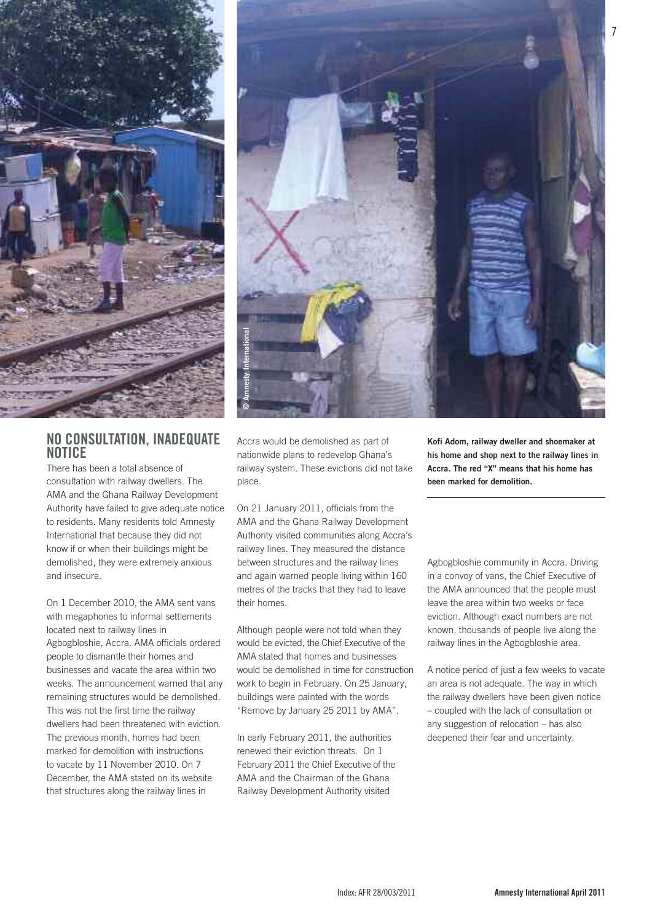Kofi Adom, railway dweller and shoemaker at his home and shop next to the railway lines in Accra. The red "X" means that his home has been marked for demolition.

## NO CONSULTATION, INADEQUATE NOTICE

There has been a total absence of consultation with railway dwellers. The AMA and the Ghana Railway Development Authority have failed to give adequate notice to residents. Many residents told Amnesty International that because they did not know if or when their buildings might be demolished, they were extremely anxious and insecure.

On 1 December 2010, the AMA sent vans with megaphones to informal settlements located next to railway lines in Agbogbloshie, Accra. AMA officials ordered people to dismantle their homes and businesses and vacate the area within two weeks. The announcement warned that any remaining structures would be demolished. This was not the first time the railway dwellers had been threatened with eviction. The previous month, homes had been marked for demolition with instructions to vacate by 11 November 2010. On 7 December, the AMA stated on its website that structures along the railway lines in Accra would be demolished as part of nationwide plans to redevelop Ghana's railway system. These evictions did not take place.

On 21 January 2011, officials from the AMA and the Ghana Railway Development Authority visited communities along Accra's railway lines. They measured the distance between structures and the railway lines and again warned people living within 160 metres of the tracks that they had to leave their homes.

Although people were not told when they would be evicted, the Chief Executive of the AMA stated that homes and businesses would be demolished in time for construction work to begin in February. On 25 January, buildings were painted with the words "Remove by January 25 2011 by AMA".

In early February 2011, the authorities renewed their eviction threats. On 1 February 2011 the Chief Executive of the AMA and the Chairman of the Ghana Railway Development Authority visited Agbogbloshie community in Accra. Driving in a convoy of vans, the Chief Executive of the AMA announced that the people must leave the area within two weeks or face eviction. Although exact numbers are not known, thousands of people live along the railway lines in the Agbogbloshie area.

A notice period of just a few weeks to vacate an area is not adequate. The way in which the railway dwellers have been given notice – coupled with the lack of consultation or any suggestion of relocation – has also deepened their fear and uncertainty.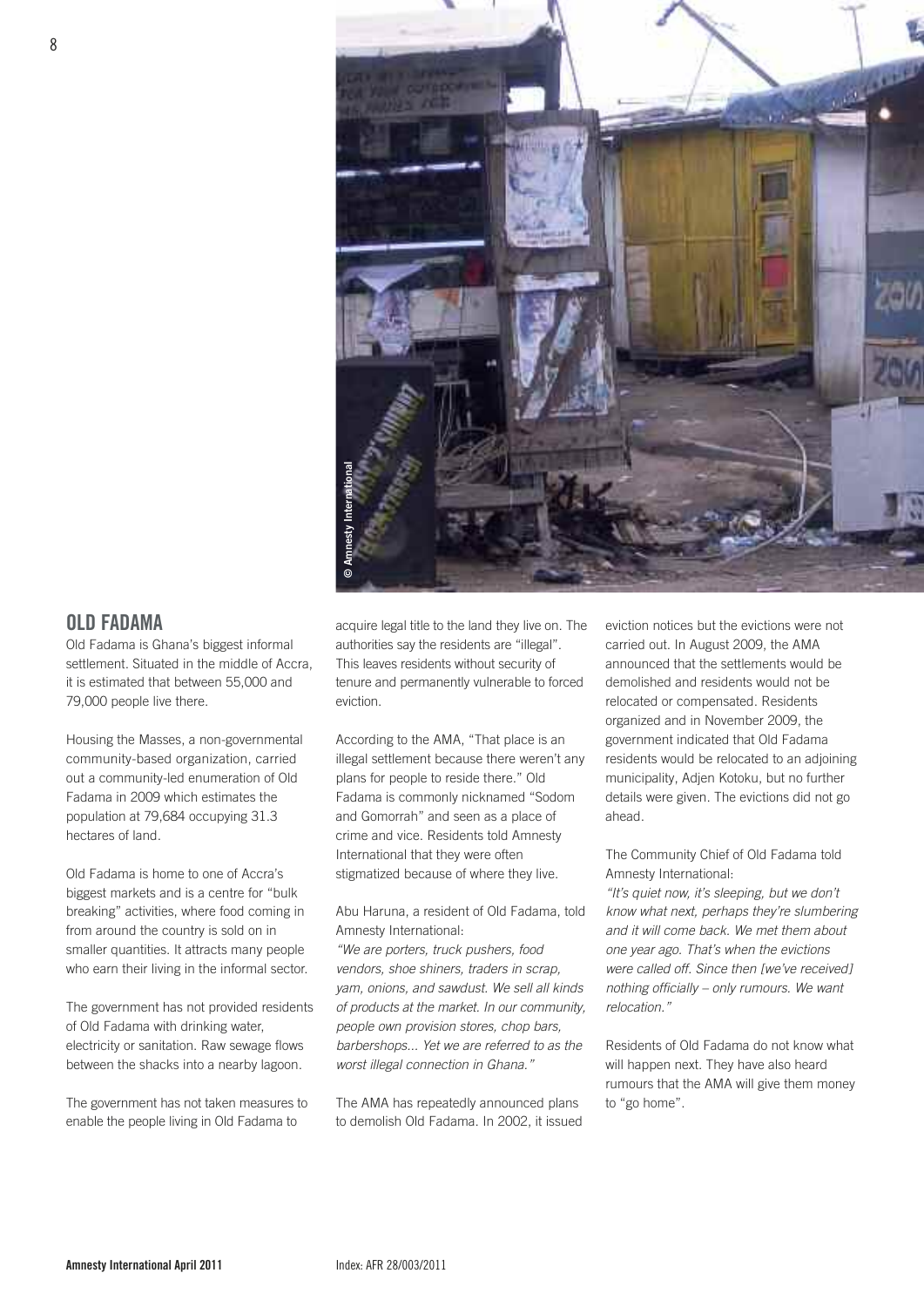## OLD FADAMA

Old Fadama is Ghana's biggest informal settlement. Situated in the middle of Accra, it is estimated that between 55,000 and 79,000 people live there.

Housing the Masses, a non-governmental community-based organization, carried out a community-led enumeration of Old Fadama in 2009 which estimates the population at 79,684 occupying 31.3 hectares of land.

Old Fadama is home to one of Accra's biggest markets and is a centre for "bulk breaking" activities, where food coming in from around the country is sold on in smaller quantities. It attracts many people who earn their living in the informal sector.

The government has not provided residents of Old Fadama with drinking water, electricity or sanitation. Raw sewage flows between the shacks into a nearby lagoon.

The government has not taken measures to enable the people living in Old Fadama to acquire legal title to the land they live on. The authorities say the residents are "illegal". This leaves residents without security of tenure and permanently vulnerable to forced eviction.

According to the AMA, "That place is an illegal settlement because there weren't any plans for people to reside there." Old Fadama is commonly nicknamed "Sodom and Gomorrah" and seen as a place of crime and vice. Residents told Amnesty International that they were often stigmatized because of where they live.

Abu Haruna, a resident of Old Fadama, told Amnesty International:

*"We are porters, truck pushers, food vendors, shoe shiners, traders in scrap, yam, onions, and sawdust. We sell all kinds of products at the market. In our community, people own provision stores, chop bars, barbershops... Yet we are referred to as the worst illegal connection in Ghana."*

The AMA has repeatedly announced plans to demolish Old Fadama. In 2002, it issued eviction notices but the evictions were not carried out. In August 2009, the AMA announced that the settlements would be demolished and residents would not be relocated or compensated. Residents organized and in November 2009, the government indicated that Old Fadama residents would be relocated to an adjoining municipality, Adjen Kotoku, but no further details were given. The evictions did not go ahead.

The Community Chief of Old Fadama told Amnesty International:

*"It's quiet now, it's sleeping, but we don't know what next, perhaps they're slumbering and it will come back. We met them about one year ago. That's when the evictions were called off. Since then [we've received] nothing officially – only rumours. We want relocation."*

Residents of Old Fadama do not know what will happen next. They have also heard rumours that the AMA will give them money to "go home".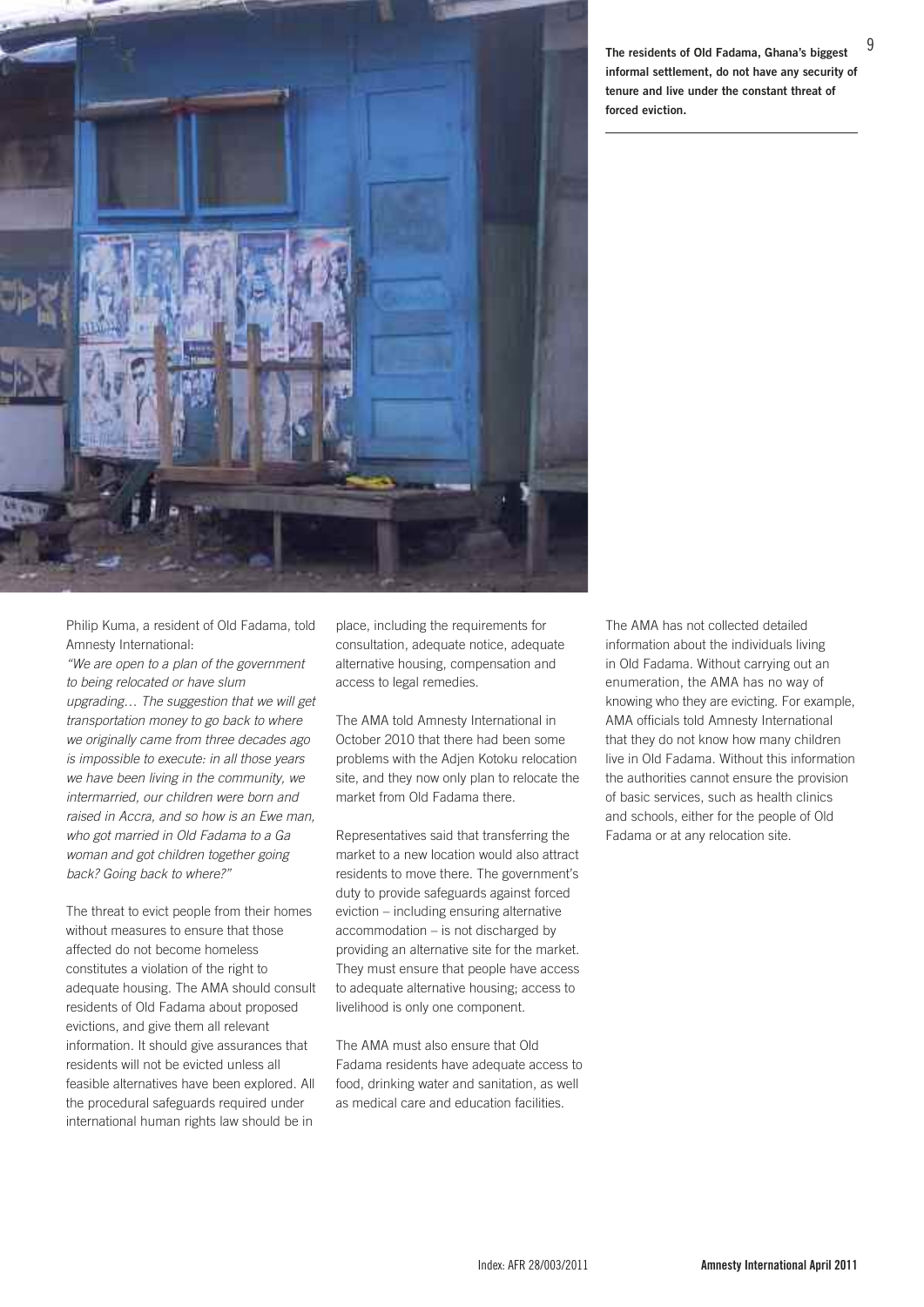**The residents of Old Fadama, Ghana's biggest informal settlement, do not have any security of tenure and live under the constant threat of forced eviction.**

Philip Kuma, a resident of Old Fadama, told Amnesty International:

*"We are open to a plan of the government to being relocated or have slum upgrading… The suggestion that we will get transportation money to go back to where we originally came from three decades ago is impossible to execute: in all those years we have been living in the community, we intermarried, our children were born and raised in Accra, and so how is an Ewe man, who got married in Old Fadama to a Ga woman and got children together going back? Going back to where?"*

The threat to evict people from their homes without measures to ensure that those affected do not become homeless constitutes a violation of the right to adequate housing. The AMA should consult residents of Old Fadama about proposed evictions, and give them all relevant information. It should give assurances that residents will not be evicted unless all feasible alternatives have been explored. All the procedural safeguards required under international human rights law should be in place, including the requirements for consultation, adequate notice, adequate alternative housing, compensation and access to legal remedies.

The AMA told Amnesty International in October 2010 that there had been some problems with the Adjen Kotoku relocation site, and they now only plan to relocate the market from Old Fadama there.

Representatives said that transferring the market to a new location would also attract residents to move there. The government's duty to provide safeguards against forced eviction – including ensuring alternative accommodation – is not discharged by providing an alternative site for the market. They must ensure that people have access to adequate alternative housing; access to livelihood is only one component.

The AMA must also ensure that Old Fadama residents have adequate access to food, drinking water and sanitation, as well as medical care and education facilities.

The AMA has not collected detailed information about the individuals living in Old Fadama. Without carrying out an enumeration, the AMA has no way of knowing who they are evicting. For example, AMA officials told Amnesty International that they do not know how many children live in Old Fadama. Without this information the authorities cannot ensure the provision of basic services, such as health clinics and schools, either for the people of Old Fadama or at any relocation site.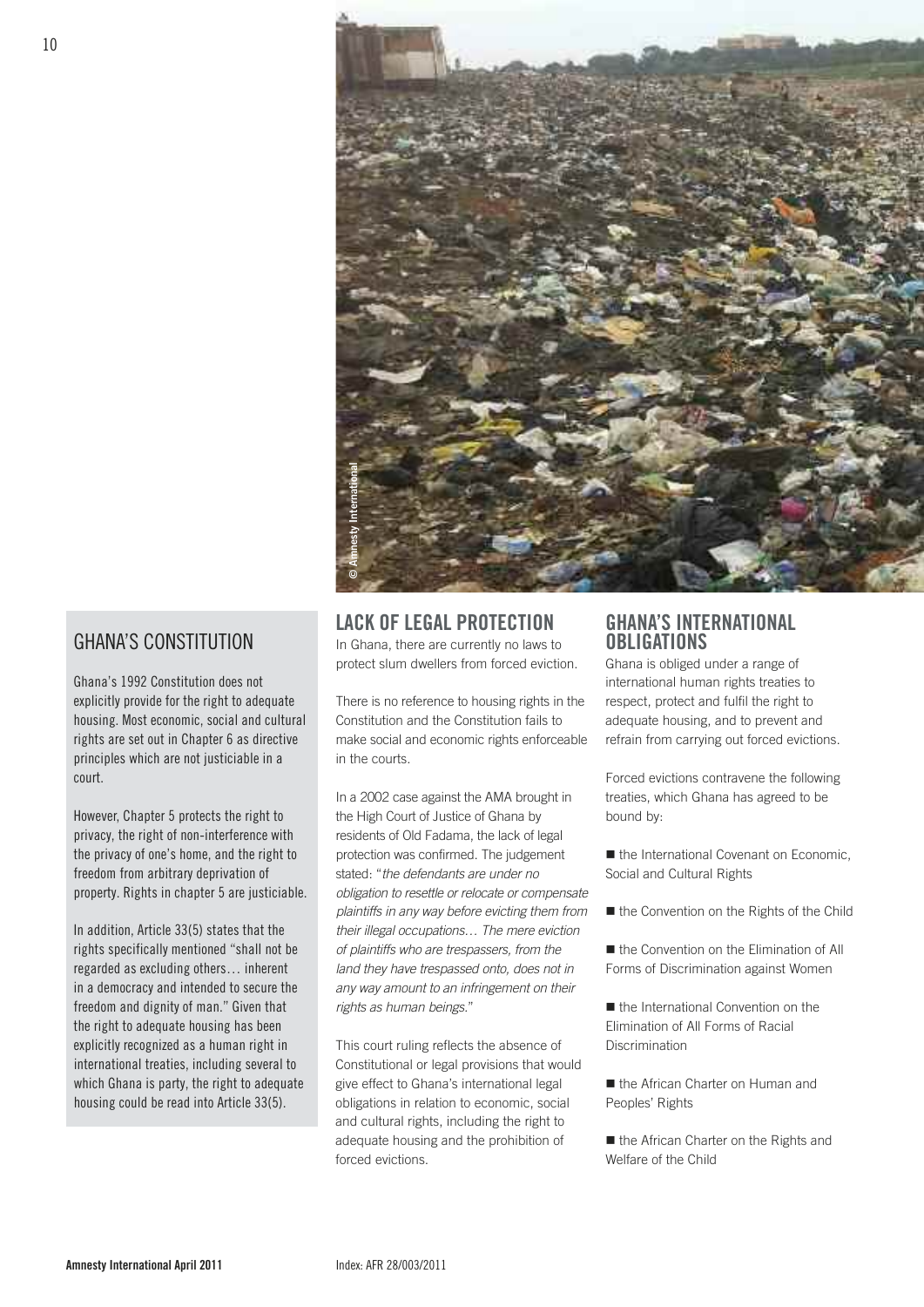## GHANA'S CONSTITUTION

Ghana's 1992 Constitution does not explicitly provide for the right to adequate housing. Most economic, social and cultural rights are set out in Chapter 6 as directive principles which are not justiciable in a court.

However, Chapter 5 protects the right to privacy, the right of non-interference with the privacy of one's home, and the right to freedom from arbitrary deprivation of property. Rights in chapter 5 are justiciable.

In addition, Article 33(5) states that the rights specifically mentioned "shall not be regarded as excluding others… inherent in a democracy and intended to secure the freedom and dignity of man." Given that the right to adequate housing has been explicitly recognized as a human right in international treaties, including several to which Ghana is party, the right to adequate housing could be read into Article 33(5).

## LACK OF LEGAL PROTECTION

In Ghana, there are currently no laws to protect slum dwellers from forced eviction.

There is no reference to housing rights in the Constitution and the Constitution fails to make social and economic rights enforceable in the courts.

In a 2002 case against the AMA brought in the High Court of Justice of Ghana by residents of Old Fadama, the lack of legal protection was confirmed. The judgement stated: "*the defendants are under no obligation to resettle or relocate or compensate plaintiffs in any way before evicting them from their illegal occupations… The mere eviction of plaintiffs who are trespassers, from the land they have trespassed onto, does not in any way amount to an infringement on their rights as human beings.*"

This court ruling reflects the absence of Constitutional or legal provisions that would give effect to Ghana's international legal obligations in relation to economic, social and cultural rights, including the right to adequate housing and the prohibition of forced evictions.

## GHANA'S INTERNATIONAL OBLIGATIONS

Ghana is obliged under a range of international human rights treaties to respect, protect and fulfil the right to adequate housing, and to prevent and refrain from carrying out forced evictions.

Forced evictions contravene the following treaties, which Ghana has agreed to be bound by:

- the International Covenant on Economic, Social and Cultural Rights
- the Convention on the Rights of the Child
- the Convention on the Elimination of All Forms of Discrimination against Women
- the International Convention on the Elimination of All Forms of Racial Discrimination
- the African Charter on Human and Peoples' Rights
- the African Charter on the Rights and Welfare of the Child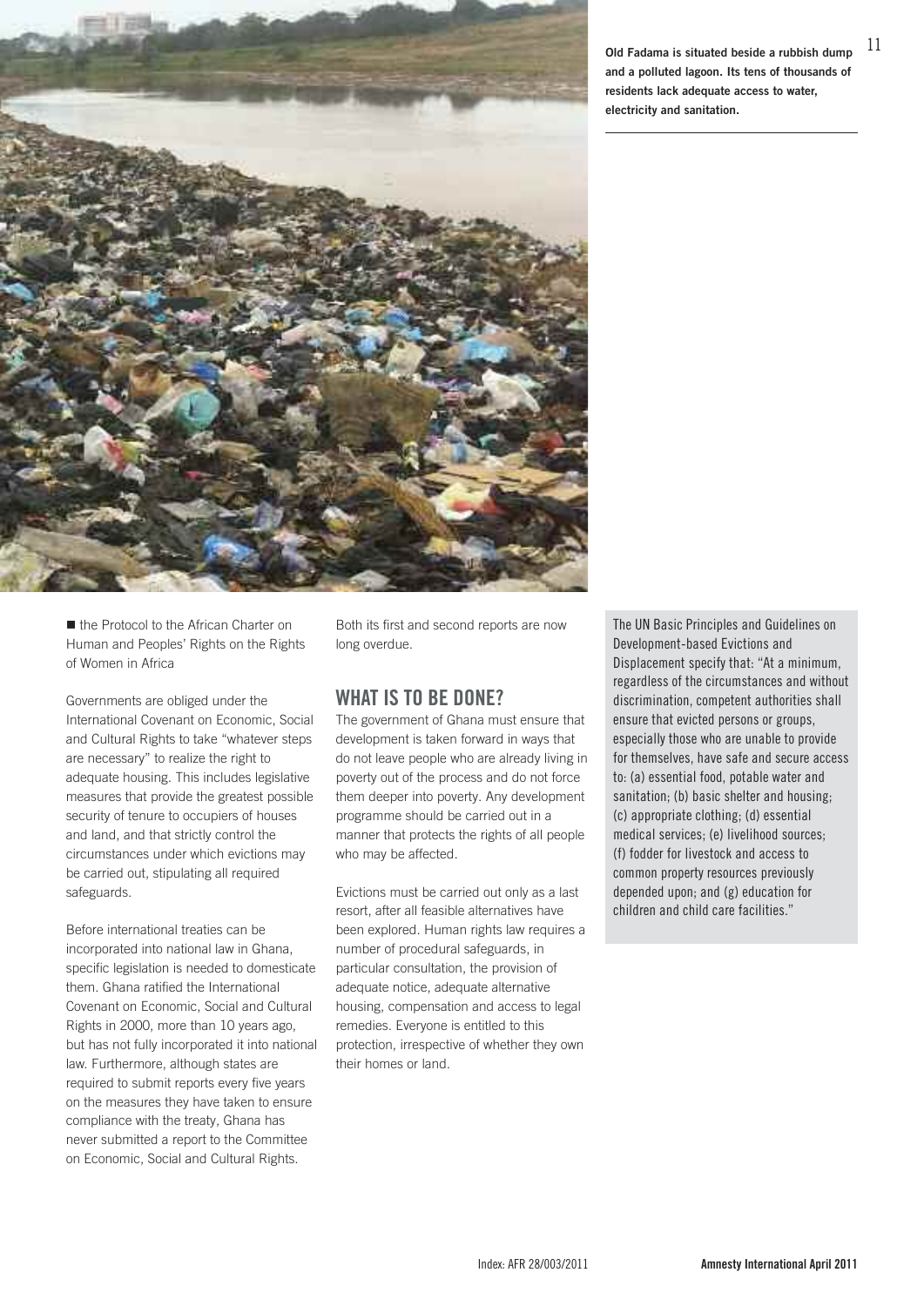**Old Fadama is situated beside a rubbish dump and a polluted lagoon. Its tens of thousands of residents lack adequate access to water, electricity and sanitation.**

- the Protocol to the African Charter on Human and Peoples' Rights on the Rights of Women in Africa

Governments are obliged under the International Covenant on Economic, Social and Cultural Rights to take "whatever steps are necessary" to realize the right to adequate housing. This includes legislative measures that provide the greatest possible security of tenure to occupiers of houses and land, and that strictly control the circumstances under which evictions may be carried out, stipulating all required safeguards.

Before international treaties can be incorporated into national law in Ghana, specific legislation is needed to domesticate them. Ghana ratified the International Covenant on Economic, Social and Cultural Rights in 2000, more than 10 years ago, but has not fully incorporated it into national law. Furthermore, although states are required to submit reports every five years on the measures they have taken to ensure compliance with the treaty, Ghana has never submitted a report to the Committee on Economic, Social and Cultural Rights. Both its first and second reports are now long overdue.

## WHAT IS TO BE DONE?

The government of Ghana must ensure that development is taken forward in ways that do not leave people who are already living in poverty out of the process and do not force them deeper into poverty. Any development programme should be carried out in a manner that protects the rights of all people who may be affected.

Evictions must be carried out only as a last resort, after all feasible alternatives have been explored. Human rights law requires a number of procedural safeguards, in particular consultation, the provision of adequate notice, adequate alternative housing, compensation and access to legal remedies. Everyone is entitled to this protection, irrespective of whether they own their homes or land.

The UN Basic Principles and Guidelines on Development-based Evictions and Displacement specify that: "At a minimum, regardless of the circumstances and without discrimination, competent authorities shall ensure that evicted persons or groups, especially those who are unable to provide for themselves, have safe and secure access to: (a) essential food, potable water and sanitation; (b) basic shelter and housing; (c) appropriate clothing; (d) essential medical services; (e) livelihood sources; (f) fodder for livestock and access to common property resources previously depended upon; and (g) education for children and child care facilities."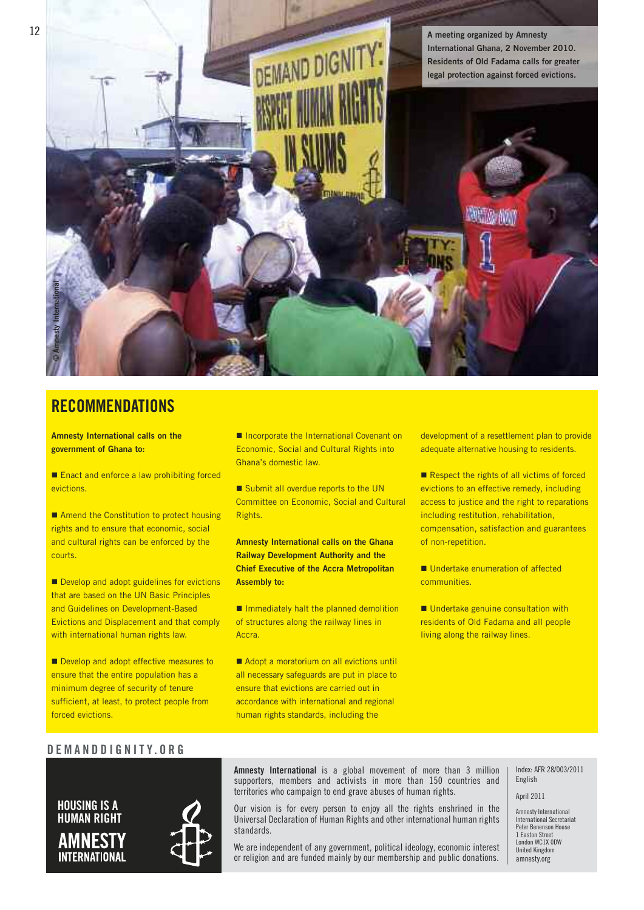A meeting organized by Amnesty International Ghana, 2 November 2010. Residents of Old Fadama calls for greater legal protection against forced evictions.

© Amnesty International

## RECOMMENDATIONS

**Amnesty International calls on the government of Ghana to:**

- Enact and enforce a law prohibiting forced evictions.
- Amend the Constitution to protect housing rights and to ensure that economic, social and cultural rights can be enforced by the courts.
- Develop and adopt guidelines for evictions that are based on the UN Basic Principles and Guidelines on Development-Based Evictions and Displacement and that comply with international human rights law.
- Develop and adopt effective measures to ensure that the entire population has a minimum degree of security of tenure sufficient, at least, to protect people from forced evictions.
- Incorporate the International Covenant on Economic, Social and Cultural Rights into Ghana's domestic law.
- Submit all overdue reports to the UN Committee on Economic, Social and Cultural Rights.

**Amnesty International calls on the Ghana Railway Development Authority and the Chief Executive of the Accra Metropolitan Assembly to:**

- Immediately halt the planned demolition of structures along the railway lines in Accra.
- Adopt a moratorium on all evictions until all necessary safeguards are put in place to ensure that evictions are carried out in accordance with international and regional human rights standards, including the development of a resettlement plan to provide adequate alternative housing to residents.
- Respect the rights of all victims of forced evictions to an effective remedy, including access to justice and the right to reparations including restitution, rehabilitation, compensation, satisfaction and guarantees of non-repetition.
- Undertake enumeration of affected communities.
- Undertake genuine consultation with residents of Old Fadama and all people living along the railway lines.

DEMANDDIGNITY.ORG

HOUSING IS A HUMAN RIGHT

AMNESTY INTERNATIONAL

**Amnesty International** is a global movement of more than 3 million supporters, members and activists in more than 150 countries and territories who campaign to end grave abuses of human rights.

Our vision is for every person to enjoy all the rights enshrined in the Universal Declaration of Human Rights and other international human rights standards.

We are independent of any government, political ideology, economic interest or religion and are funded mainly by our membership and public donations.

Index: AFR 28/003/2011
English

April 2011

Amnesty International
International Secretariat
Peter Benenson House
1 Easton Street
London WC1X 0DW
United Kingdom
amnesty.org